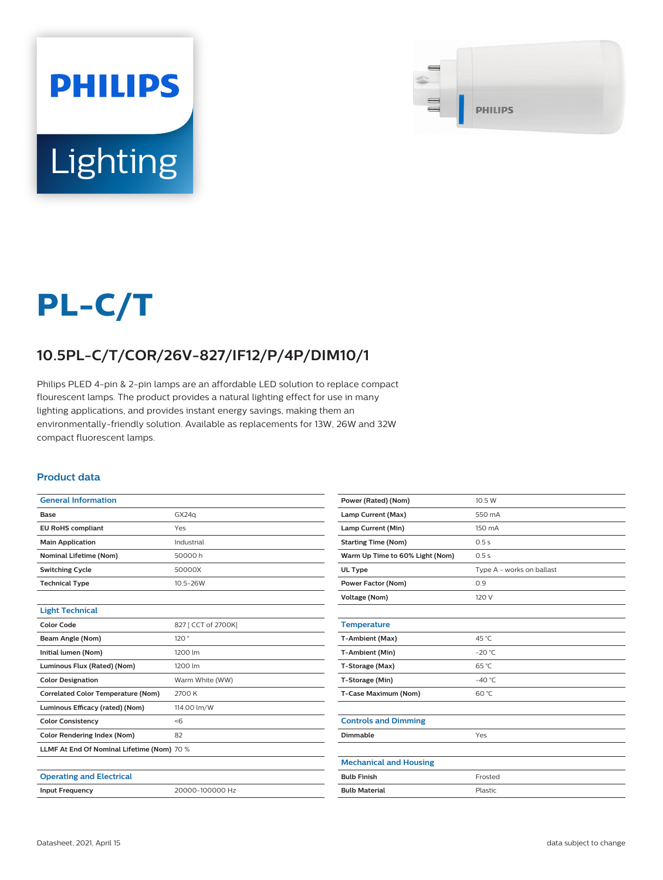PHILIPS

Lighting

# PL-C/T

## 10.5PL-C/T/COR/26V-827/IF12/P/4P/DIM10/1

Philips PLED 4-pin & 2-pin lamps are an affordable LED solution to replace compact flourescent lamps. The product provides a natural lighting effect for use in many lighting applications, and provides instant energy savings, making them an environmentally-friendly solution. Available as replacements for 13W, 26W and 32W compact fluorescent lamps.

### Product data

| General Information | |
|---|---|
| Base | GX24q |
| EU RoHS compliant | Yes |
| Main Application | Industrial |
| Nominal Lifetime (Nom) | 50000 h |
| Switching Cycle | 50000X |
| Technical Type | 10.5-26W |

| Light Technical | |
|---|---|
| Color Code | 827 [ CCT of 2700K] |
| Beam Angle (Nom) | 120 ° |
| Initial lumen (Nom) | 1200 lm |
| Luminous Flux (Rated) (Nom) | 1200 lm |
| Color Designation | Warm White (WW) |
| Correlated Color Temperature (Nom) | 2700 K |
| Luminous Efficacy (rated) (Nom) | 114.00 lm/W |
| Color Consistency | <6 |
| Color Rendering Index (Nom) | 82 |
| LLMF At End Of Nominal Lifetime (Nom) | 70 % |

| Operating and Electrical | |
|---|---|
| Input Frequency | 20000-100000 Hz |
| Power (Rated) (Nom) | 10.5 W |
| Lamp Current (Max) | 550 mA |
| Lamp Current (Min) | 150 mA |
| Starting Time (Nom) | 0.5 s |
| Warm Up Time to 60% Light (Nom) | 0.5 s |
| UL Type | Type A - works on ballast |
| Power Factor (Nom) | 0.9 |
| Voltage (Nom) | 120 V |

| Temperature | |
|---|---|
| T-Ambient (Max) | 45 °C |
| T-Ambient (Min) | -20 °C |
| T-Storage (Max) | 65 °C |
| T-Storage (Min) | -40 °C |
| T-Case Maximum (Nom) | 60 °C |

| Controls and Dimming | |
|---|---|
| Dimmable | Yes |

| Mechanical and Housing | |
|---|---|
| Bulb Finish | Frosted |
| Bulb Material | Plastic |

Datasheet, 2021, April 15 — data subject to change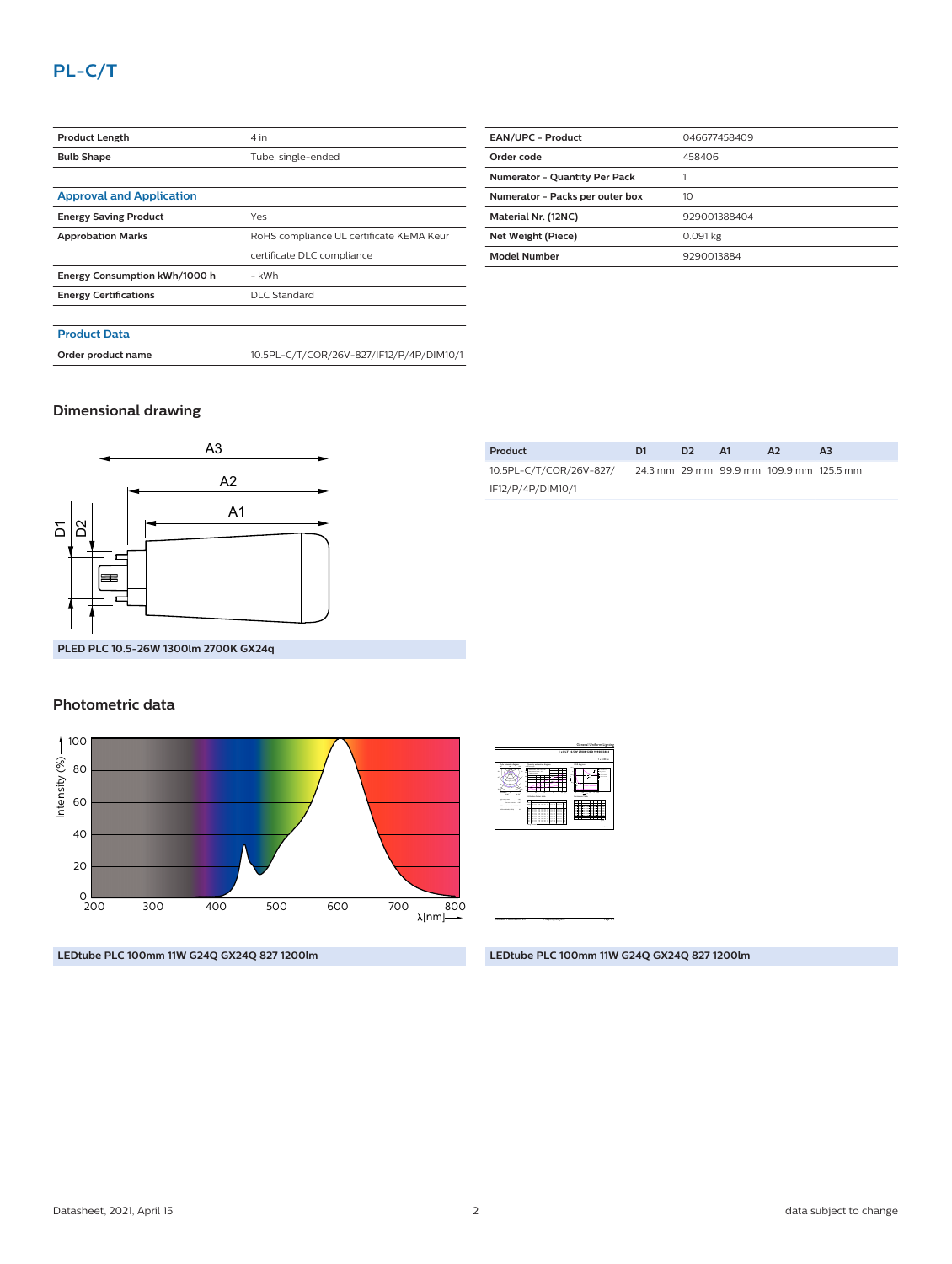## PL-C/T

| | |
|---|---|
| **Product Length** | 4 in |
| **Bulb Shape** | Tube, single-ended |

### Approval and Application

| | |
|---|---|
| **Energy Saving Product** | Yes |
| **Approbation Marks** | RoHS compliance UL certificate KEMA Keur certificate DLC compliance |
| **Energy Consumption kWh/1000 h** | - kWh |
| **Energy Certifications** | DLC Standard |

### Product Data

| | |
|---|---|
| **Order product name** | 10.5PL-C/T/COR/26V-827/IF12/P/4P/DIM10/1 |

| | |
|---|---|
| **EAN/UPC - Product** | 046677458409 |
| **Order code** | 458406 |
| **Numerator - Quantity Per Pack** | 1 |
| **Numerator - Packs per outer box** | 10 |
| **Material Nr. (12NC)** | 929001388404 |
| **Net Weight (Piece)** | 0.091 kg |
| **Model Number** | 9290013884 |

## Dimensional drawing

PLED PLC 10.5-26W 1300lm 2700K GX24q

| Product | D1 | D2 | A1 | A2 | A3 |
|---|---|---|---|---|---|
| 10.5PL-C/T/COR/26V-827/IF12/P/4P/DIM10/1 | 24.3 mm | 29 mm | 99.9 mm | 109.9 mm | 125.5 mm |

## Photometric data

LEDtube PLC 100mm 11W G24Q GX24Q 827 1200lm

LEDtube PLC 100mm 11W G24Q GX24Q 827 1200lm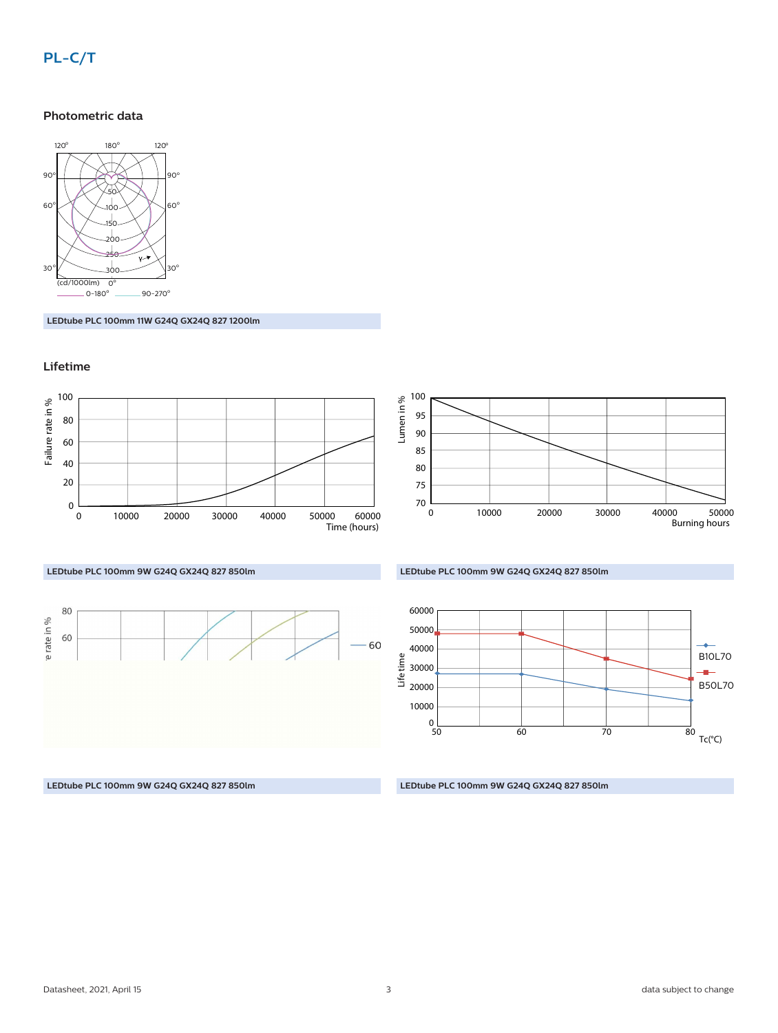## Photometric data

LEDtube PLC 100mm 11W G24Q GX24Q 827 1200lm

## Lifetime

LEDtube PLC 100mm 9W G24Q GX24Q 827 850lm

LEDtube PLC 100mm 9W G24Q GX24Q 827 850lm

LEDtube PLC 100mm 9W G24Q GX24Q 827 850lm

LEDtube PLC 100mm 9W G24Q GX24Q 827 850lm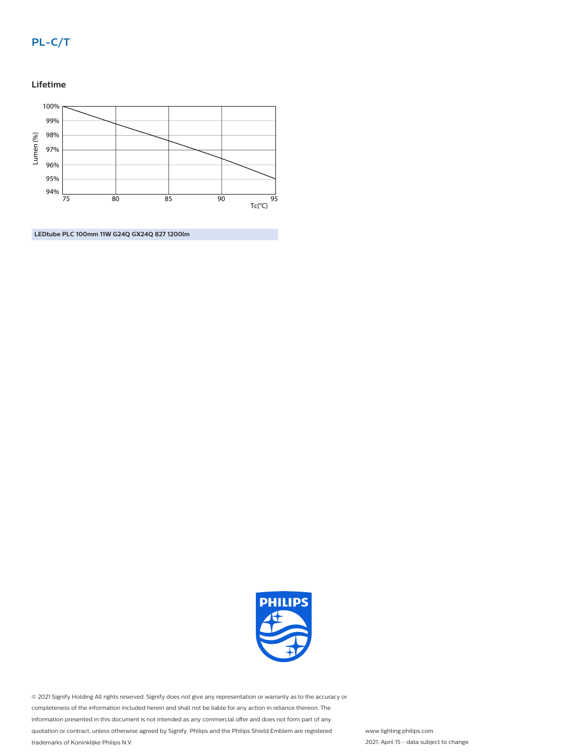## PL-C/T

### Lifetime

Lumen (%)

100%
99%
98%
97%
96%
95%
94%

75
80
85
90
95
Tc(°C)

**LEDtube PLC 100mm 11W G24Q GX24Q 827 1200lm**

© 2021 Signify Holding All rights reserved. Signify does not give any representation or warranty as to the accuracy or completeness of the information included herein and shall not be liable for any action in reliance thereon. The information presented in this document is not intended as any commercial offer and does not form part of any quotation or contract, unless otherwise agreed by Signify. Philips and the Philips Shield Emblem are registered trademarks of Koninklijke Philips N.V.

www.lighting.philips.com

2021, April 15 - data subject to change